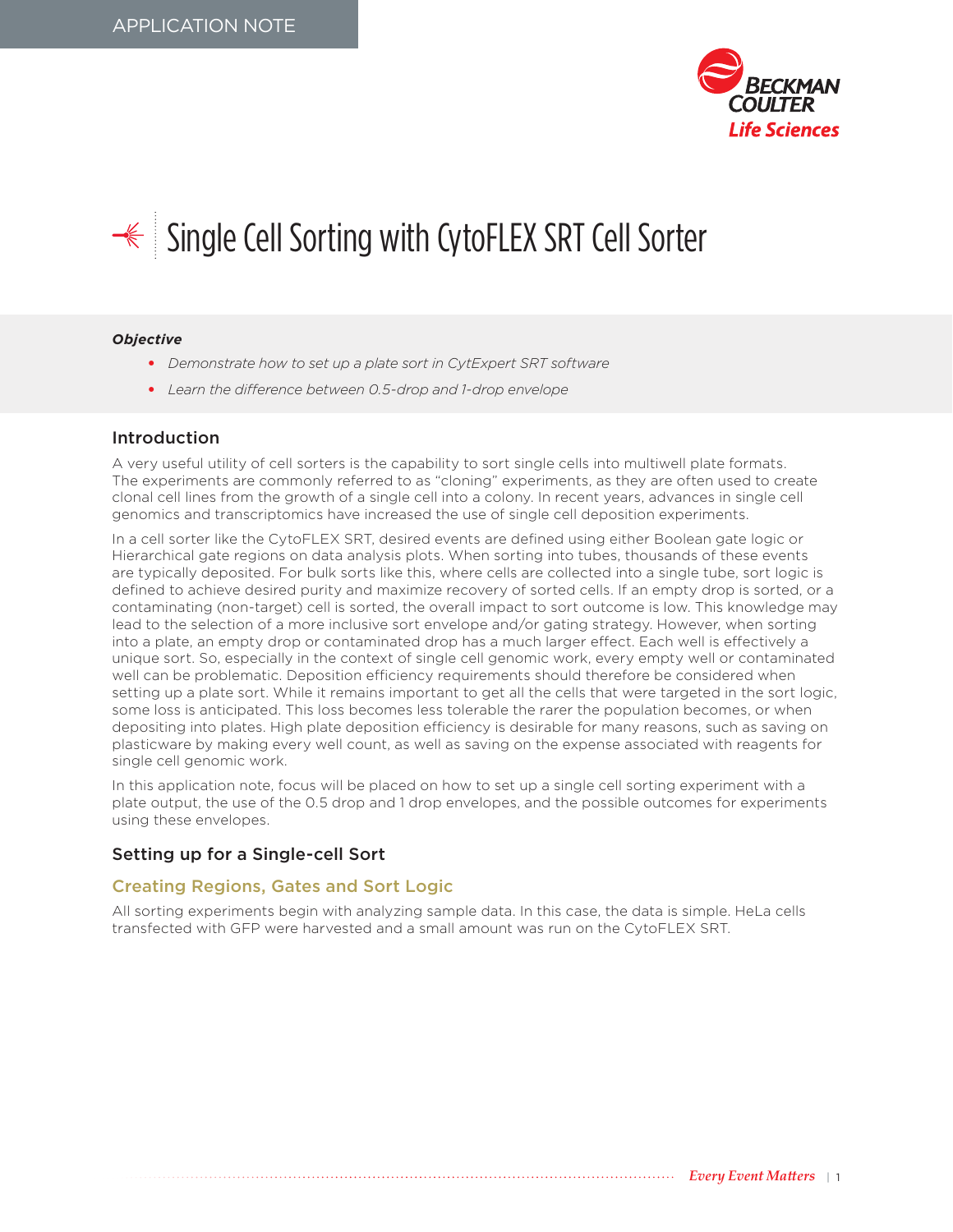APPLICATION NOTE

# Single Cell Sorting with CytoFLEX SRT Cell Sorter

***Objective***

- *Demonstrate how to set up a plate sort in CytExpert SRT software*
- *Learn the difference between 0.5-drop and 1-drop envelope*

## Introduction

A very useful utility of cell sorters is the capability to sort single cells into multiwell plate formats. The experiments are commonly referred to as "cloning" experiments, as they are often used to create clonal cell lines from the growth of a single cell into a colony. In recent years, advances in single cell genomics and transcriptomics have increased the use of single cell deposition experiments.

In a cell sorter like the CytoFLEX SRT, desired events are defined using either Boolean gate logic or Hierarchical gate regions on data analysis plots. When sorting into tubes, thousands of these events are typically deposited. For bulk sorts like this, where cells are collected into a single tube, sort logic is defined to achieve desired purity and maximize recovery of sorted cells. If an empty drop is sorted, or a contaminating (non-target) cell is sorted, the overall impact to sort outcome is low. This knowledge may lead to the selection of a more inclusive sort envelope and/or gating strategy. However, when sorting into a plate, an empty drop or contaminated drop has a much larger effect. Each well is effectively a unique sort. So, especially in the context of single cell genomic work, every empty well or contaminated well can be problematic. Deposition efficiency requirements should therefore be considered when setting up a plate sort. While it remains important to get all the cells that were targeted in the sort logic, some loss is anticipated. This loss becomes less tolerable the rarer the population becomes, or when depositing into plates. High plate deposition efficiency is desirable for many reasons, such as saving on plasticware by making every well count, as well as saving on the expense associated with reagents for single cell genomic work.

In this application note, focus will be placed on how to set up a single cell sorting experiment with a plate output, the use of the 0.5 drop and 1 drop envelopes, and the possible outcomes for experiments using these envelopes.

## Setting up for a Single-cell Sort

### Creating Regions, Gates and Sort Logic

All sorting experiments begin with analyzing sample data. In this case, the data is simple. HeLa cells transfected with GFP were harvested and a small amount was run on the CytoFLEX SRT.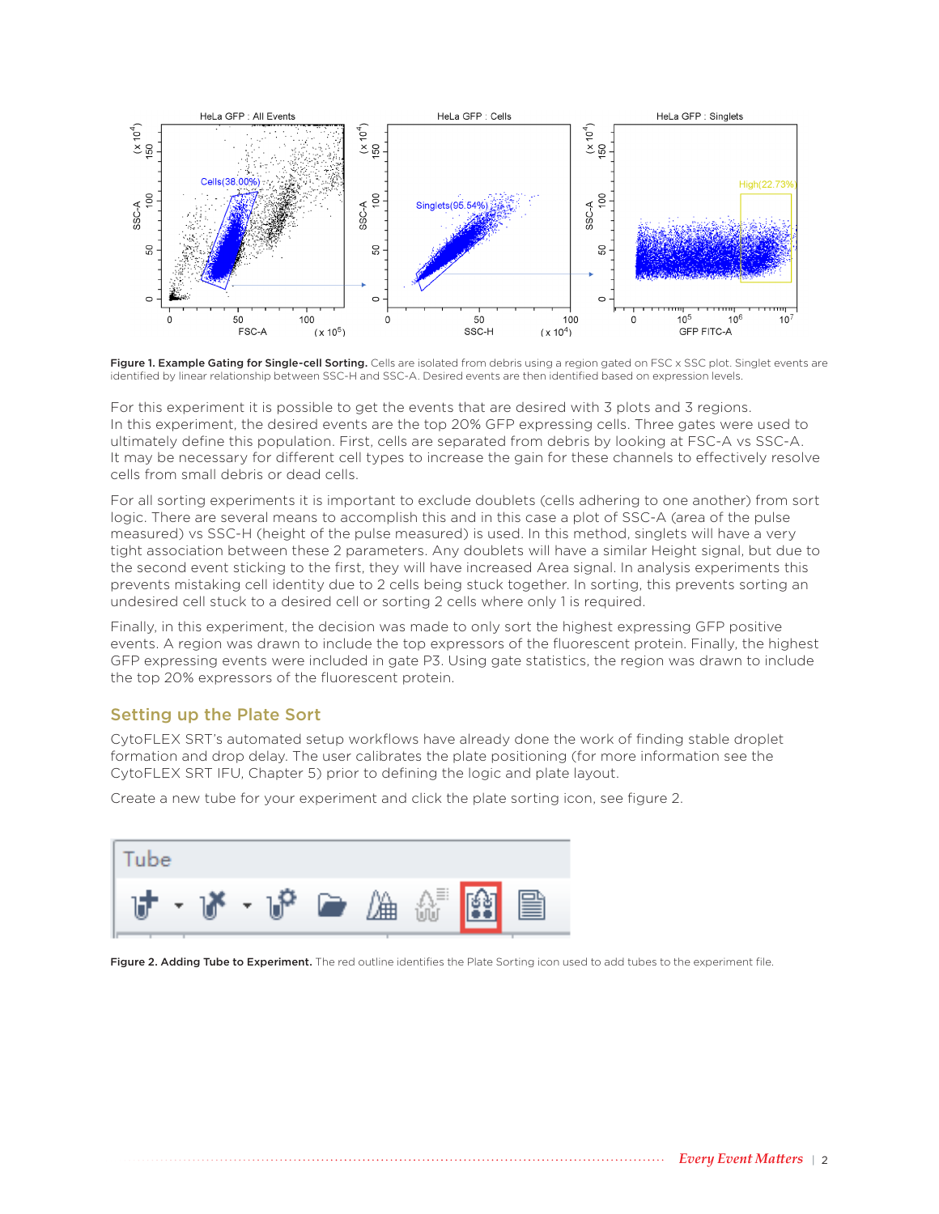**Figure 1. Example Gating for Single-cell Sorting.** Cells are isolated from debris using a region gated on FSC x SSC plot. Singlet events are identified by linear relationship between SSC-H and SSC-A. Desired events are then identified based on expression levels.

For this experiment it is possible to get the events that are desired with 3 plots and 3 regions. In this experiment, the desired events are the top 20% GFP expressing cells. Three gates were used to ultimately define this population. First, cells are separated from debris by looking at FSC-A vs SSC-A. It may be necessary for different cell types to increase the gain for these channels to effectively resolve cells from small debris or dead cells.

For all sorting experiments it is important to exclude doublets (cells adhering to one another) from sort logic. There are several means to accomplish this and in this case a plot of SSC-A (area of the pulse measured) vs SSC-H (height of the pulse measured) is used. In this method, singlets will have a very tight association between these 2 parameters. Any doublets will have a similar Height signal, but due to the second event sticking to the first, they will have increased Area signal. In analysis experiments this prevents mistaking cell identity due to 2 cells being stuck together. In sorting, this prevents sorting an undesired cell stuck to a desired cell or sorting 2 cells where only 1 is required.

Finally, in this experiment, the decision was made to only sort the highest expressing GFP positive events. A region was drawn to include the top expressors of the fluorescent protein. Finally, the highest GFP expressing events were included in gate P3. Using gate statistics, the region was drawn to include the top 20% expressors of the fluorescent protein.

## Setting up the Plate Sort

CytoFLEX SRT's automated setup workflows have already done the work of finding stable droplet formation and drop delay. The user calibrates the plate positioning (for more information see the CytoFLEX SRT IFU, Chapter 5) prior to defining the logic and plate layout.

Create a new tube for your experiment and click the plate sorting icon, see figure 2.

**Figure 2. Adding Tube to Experiment.** The red outline identifies the Plate Sorting icon used to add tubes to the experiment file.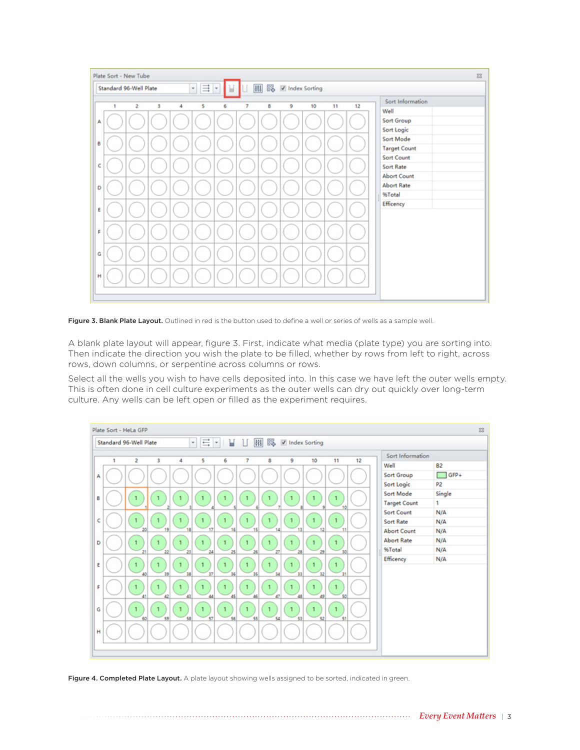**Figure 3. Blank Plate Layout.** Outlined in red is the button used to define a well or series of wells as a sample well.

A blank plate layout will appear, figure 3. First, indicate what media (plate type) you are sorting into. Then indicate the direction you wish the plate to be filled, whether by rows from left to right, across rows, down columns, or serpentine across columns or rows.

Select all the wells you wish to have cells deposited into. In this case we have left the outer wells empty. This is often done in cell culture experiments as the outer wells can dry out quickly over long-term culture. Any wells can be left open or filled as the experiment requires.

**Figure 4. Completed Plate Layout.** A plate layout showing wells assigned to be sorted, indicated in green.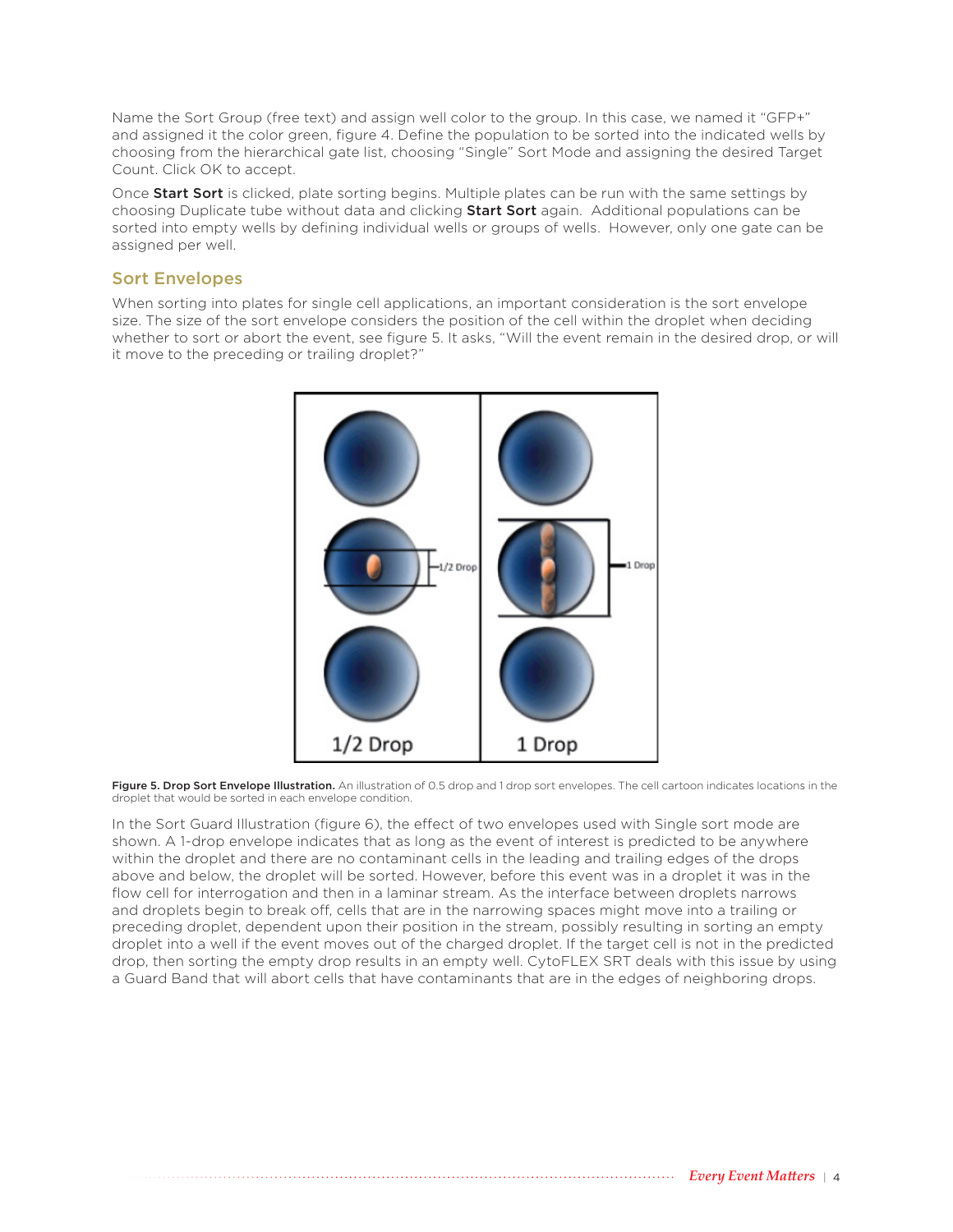Name the Sort Group (free text) and assign well color to the group. In this case, we named it "GFP+" and assigned it the color green, figure 4. Define the population to be sorted into the indicated wells by choosing from the hierarchical gate list, choosing "Single" Sort Mode and assigning the desired Target Count. Click OK to accept.

Once **Start Sort** is clicked, plate sorting begins. Multiple plates can be run with the same settings by choosing Duplicate tube without data and clicking **Start Sort** again. Additional populations can be sorted into empty wells by defining individual wells or groups of wells. However, only one gate can be assigned per well.

## Sort Envelopes

When sorting into plates for single cell applications, an important consideration is the sort envelope size. The size of the sort envelope considers the position of the cell within the droplet when deciding whether to sort or abort the event, see figure 5. It asks, "Will the event remain in the desired drop, or will it move to the preceding or trailing droplet?"

**Figure 5. Drop Sort Envelope Illustration.** An illustration of 0.5 drop and 1 drop sort envelopes. The cell cartoon indicates locations in the droplet that would be sorted in each envelope condition.

In the Sort Guard Illustration (figure 6), the effect of two envelopes used with Single sort mode are shown. A 1-drop envelope indicates that as long as the event of interest is predicted to be anywhere within the droplet and there are no contaminant cells in the leading and trailing edges of the drops above and below, the droplet will be sorted. However, before this event was in a droplet it was in the flow cell for interrogation and then in a laminar stream. As the interface between droplets narrows and droplets begin to break off, cells that are in the narrowing spaces might move into a trailing or preceding droplet, dependent upon their position in the stream, possibly resulting in sorting an empty droplet into a well if the event moves out of the charged droplet. If the target cell is not in the predicted drop, then sorting the empty drop results in an empty well. CytoFLEX SRT deals with this issue by using a Guard Band that will abort cells that have contaminants that are in the edges of neighboring drops.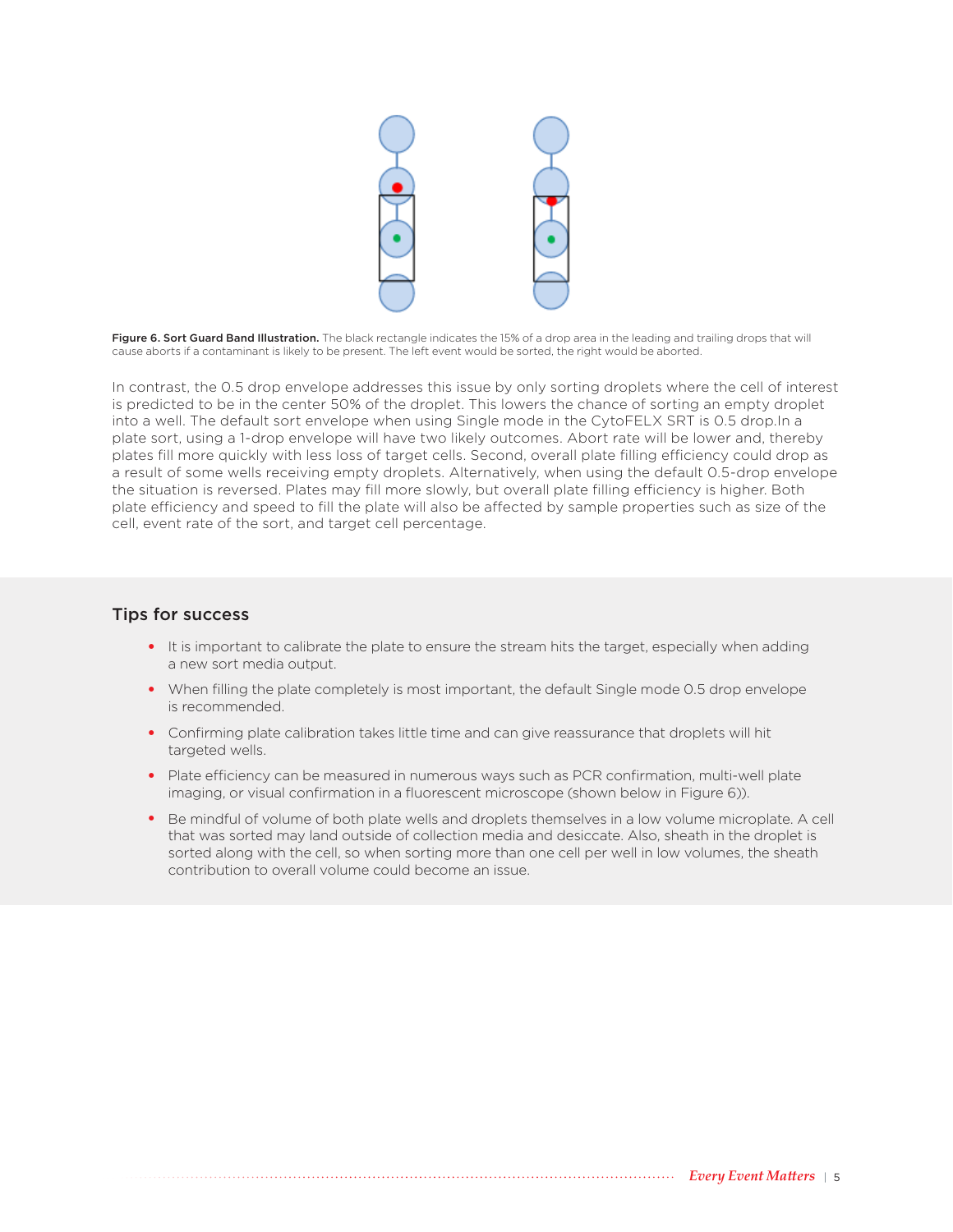**Figure 6. Sort Guard Band Illustration.** The black rectangle indicates the 15% of a drop area in the leading and trailing drops that will cause aborts if a contaminant is likely to be present. The left event would be sorted, the right would be aborted.

In contrast, the 0.5 drop envelope addresses this issue by only sorting droplets where the cell of interest is predicted to be in the center 50% of the droplet. This lowers the chance of sorting an empty droplet into a well. The default sort envelope when using Single mode in the CytoFELX SRT is 0.5 drop.In a plate sort, using a 1-drop envelope will have two likely outcomes. Abort rate will be lower and, thereby plates fill more quickly with less loss of target cells. Second, overall plate filling efficiency could drop as a result of some wells receiving empty droplets. Alternatively, when using the default 0.5-drop envelope the situation is reversed. Plates may fill more slowly, but overall plate filling efficiency is higher. Both plate efficiency and speed to fill the plate will also be affected by sample properties such as size of the cell, event rate of the sort, and target cell percentage.

## Tips for success

- It is important to calibrate the plate to ensure the stream hits the target, especially when adding a new sort media output.
- When filling the plate completely is most important, the default Single mode 0.5 drop envelope is recommended.
- Confirming plate calibration takes little time and can give reassurance that droplets will hit targeted wells.
- Plate efficiency can be measured in numerous ways such as PCR confirmation, multi-well plate imaging, or visual confirmation in a fluorescent microscope (shown below in Figure 6)).
- Be mindful of volume of both plate wells and droplets themselves in a low volume microplate. A cell that was sorted may land outside of collection media and desiccate. Also, sheath in the droplet is sorted along with the cell, so when sorting more than one cell per well in low volumes, the sheath contribution to overall volume could become an issue.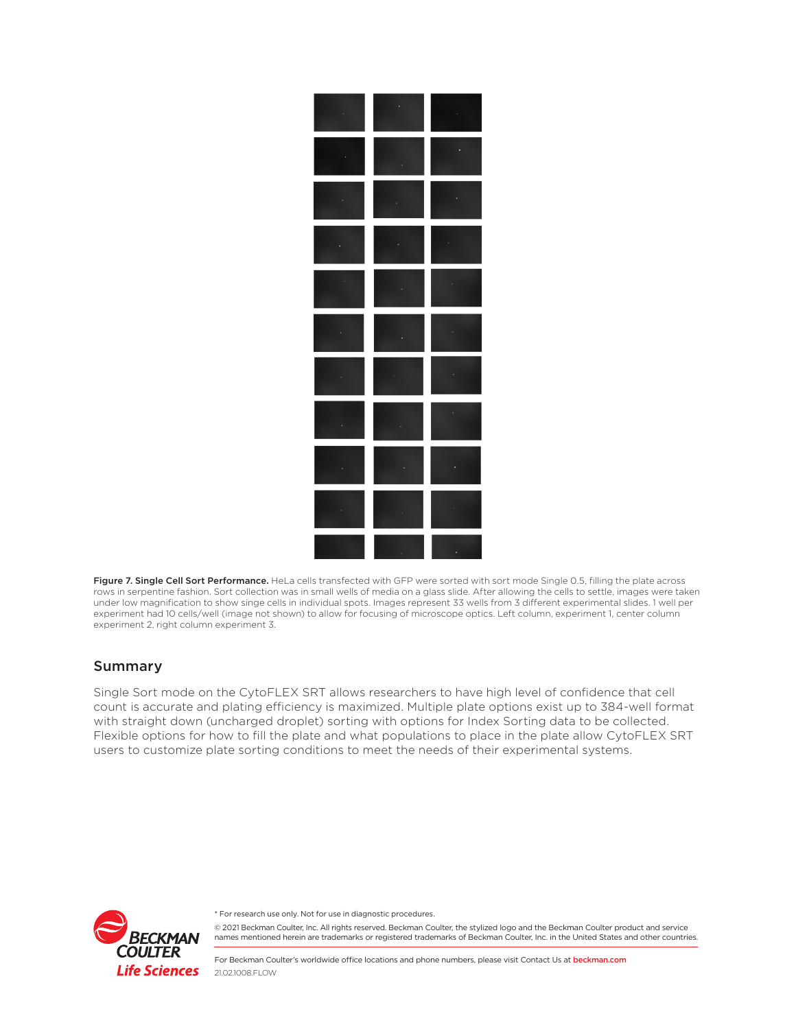**Figure 7. Single Cell Sort Performance.** HeLa cells transfected with GFP were sorted with sort mode Single 0.5, filling the plate across rows in serpentine fashion. Sort collection was in small wells of media on a glass slide. After allowing the cells to settle, images were taken under low magnification to show singe cells in individual spots. Images represent 33 wells from 3 different experimental slides. 1 well per experiment had 10 cells/well (image not shown) to allow for focusing of microscope optics. Left column, experiment 1, center column experiment 2, right column experiment 3.

## Summary

Single Sort mode on the CytoFLEX SRT allows researchers to have high level of confidence that cell count is accurate and plating efficiency is maximized. Multiple plate options exist up to 384-well format with straight down (uncharged droplet) sorting with options for Index Sorting data to be collected. Flexible options for how to fill the plate and what populations to place in the plate allow CytoFLEX SRT users to customize plate sorting conditions to meet the needs of their experimental systems.

* For research use only. Not for use in diagnostic procedures.

© 2021 Beckman Coulter, Inc. All rights reserved. Beckman Coulter, the stylized logo and the Beckman Coulter product and service names mentioned herein are trademarks or registered trademarks of Beckman Coulter, Inc. in the United States and other countries.

For Beckman Coulter's worldwide office locations and phone numbers, please visit Contact Us at beckman.com

21.02.1008.FLOW